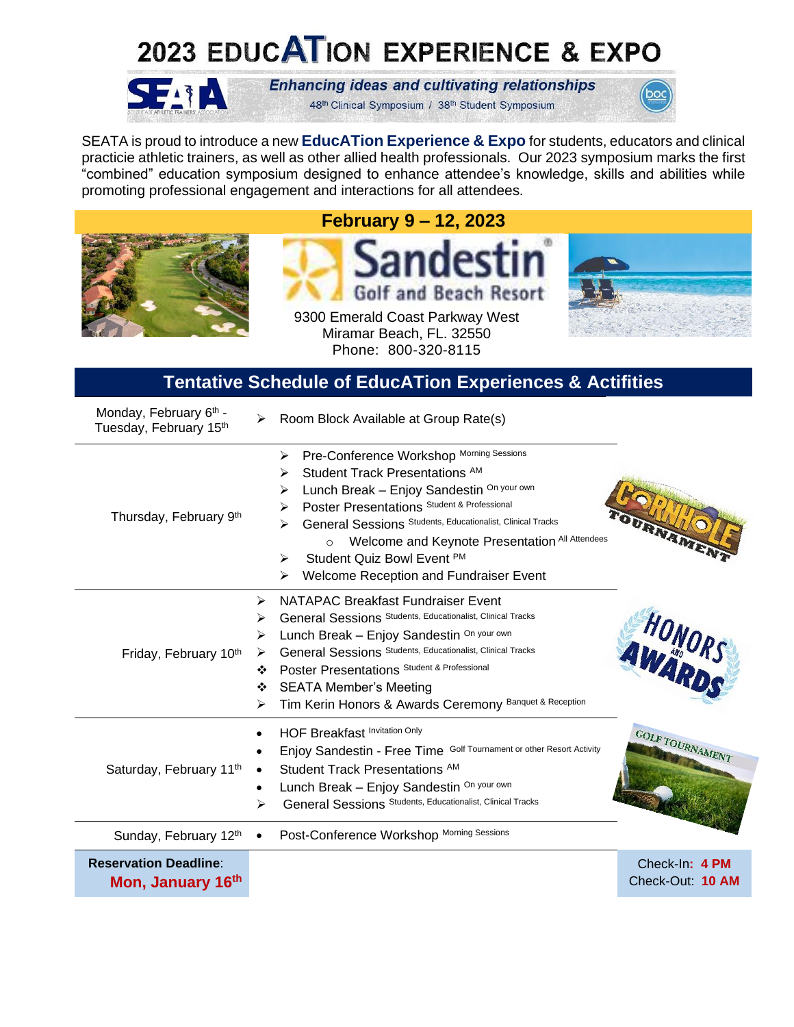# 2023 EDUCATION EXPERIENCE & EXPO

***Enhancing ideas and cultivating relationships***

48th Clinical Symposium / 38th Student Symposium

SEATA is proud to introduce a new **EducATion Experience & Expo** for students, educators and clinical practicie athletic trainers, as well as other allied health professionals. Our 2023 symposium marks the first "combined" education symposium designed to enhance attendee's knowledge, skills and abilities while promoting professional engagement and interactions for all attendees.

## February 9 – 12, 2023

**Sandestin Golf and Beach Resort**

9300 Emerald Coast Parkway West
Miramar Beach, FL. 32550
Phone: 800-320-8115

## Tentative Schedule of EducATion Experiences & Actifities

| Date | Activities |
|---|---|
| Monday, February 6th - Tuesday, February 15th | Room Block Available at Group Rate(s) |
| Thursday, February 9th | Pre-Conference Workshop (Morning Sessions)<br>Student Track Presentations (AM)<br>Lunch Break – Enjoy Sandestin (On your own)<br>Poster Presentations (Student & Professional)<br>General Sessions (Students, Educationalist, Clinical Tracks)<br>○ Welcome and Keynote Presentation (All Attendees)<br>Student Quiz Bowl Event (PM)<br>Welcome Reception and Fundraiser Event |
| Friday, February 10th | NATAPAC Breakfast Fundraiser Event<br>General Sessions (Students, Educationalist, Clinical Tracks)<br>Lunch Break – Enjoy Sandestin (On your own)<br>General Sessions (Students, Educationalist, Clinical Tracks)<br>Poster Presentations (Student & Professional)<br>SEATA Member's Meeting<br>Tim Kerin Honors & Awards Ceremony (Banquet & Reception) |
| Saturday, February 11th | HOF Breakfast (Invitation Only)<br>Enjoy Sandestin - Free Time (Golf Tournament or other Resort Activity)<br>Student Track Presentations (AM)<br>Lunch Break – Enjoy Sandestin (On your own)<br>General Sessions (Students, Educationalist, Clinical Tracks) |
| Sunday, February 12th | Post-Conference Workshop (Morning Sessions) |

Cornhole Tournament | Honors and Awards | Golf Tournament

**Reservation Deadline**: **Mon, January 16th**

Check-In: **4 PM**
Check-Out: **10 AM**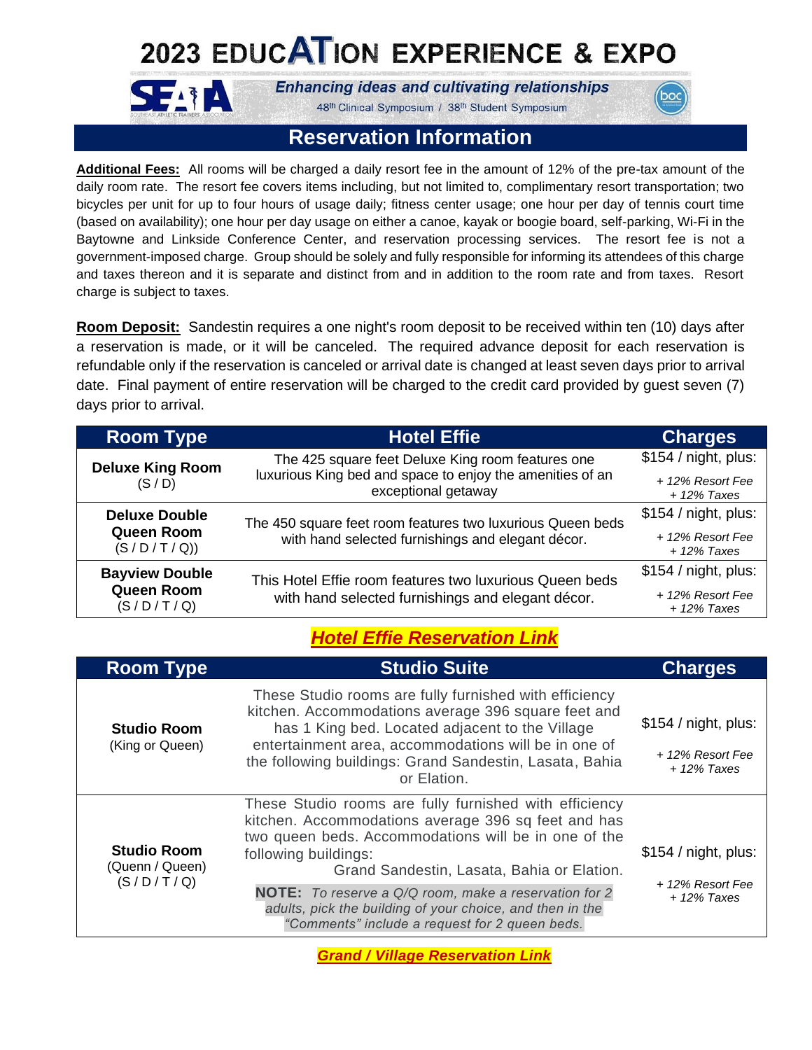# 2023 EDUCATION EXPERIENCE & EXPO

***Enhancing ideas and cultivating relationships***

48th Clinical Symposium / 38th Student Symposium

## Reservation Information

**Additional Fees:** All rooms will be charged a daily resort fee in the amount of 12% of the pre-tax amount of the daily room rate. The resort fee covers items including, but not limited to, complimentary resort transportation; two bicycles per unit for up to four hours of usage daily; fitness center usage; one hour per day of tennis court time (based on availability); one hour per day usage on either a canoe, kayak or boogie board, self-parking, Wi-Fi in the Baytowne and Linkside Conference Center, and reservation processing services. The resort fee is not a government-imposed charge. Group should be solely and fully responsible for informing its attendees of this charge and taxes thereon and it is separate and distinct from and in addition to the room rate and from taxes. Resort charge is subject to taxes.

**Room Deposit:** Sandestin requires a one night's room deposit to be received within ten (10) days after a reservation is made, or it will be canceled. The required advance deposit for each reservation is refundable only if the reservation is canceled or arrival date is changed at least seven days prior to arrival date. Final payment of entire reservation will be charged to the credit card provided by guest seven (7) days prior to arrival.

| Room Type | Hotel Effie | Charges |
|---|---|---|
| **Deluxe King Room** (S / D) | The 425 square feet Deluxe King room features one luxurious King bed and space to enjoy the amenities of an exceptional getaway | $154 / night, plus: *+ 12% Resort Fee + 12% Taxes* |
| **Deluxe Double Queen Room** (S / D / T / Q)) | The 450 square feet room features two luxurious Queen beds with hand selected furnishings and elegant décor. | $154 / night, plus: *+ 12% Resort Fee + 12% Taxes* |
| **Bayview Double Queen Room** (S / D / T / Q) | This Hotel Effie room features two luxurious Queen beds with hand selected furnishings and elegant décor. | $154 / night, plus: *+ 12% Resort Fee + 12% Taxes* |

***Hotel Effie Reservation Link***

| Room Type | Studio Suite | Charges |
|---|---|---|
| **Studio Room** (King or Queen) | These Studio rooms are fully furnished with efficiency kitchen. Accommodations average 396 square feet and has 1 King bed. Located adjacent to the Village entertainment area, accommodations will be in one of the following buildings: Grand Sandestin, Lasata, Bahia or Elation. | $154 / night, plus: *+ 12% Resort Fee + 12% Taxes* |
| **Studio Room** (Quenn / Queen) (S / D / T / Q) | These Studio rooms are fully furnished with efficiency kitchen. Accommodations average 396 sq feet and has two queen beds. Accommodations will be in one of the following buildings: Grand Sandestin, Lasata, Bahia or Elation. **NOTE:** *To reserve a Q/Q room, make a reservation for 2 adults, pick the building of your choice, and then in the "Comments" include a request for 2 queen beds.* | $154 / night, plus: *+ 12% Resort Fee + 12% Taxes* |

***Grand / Village Reservation Link***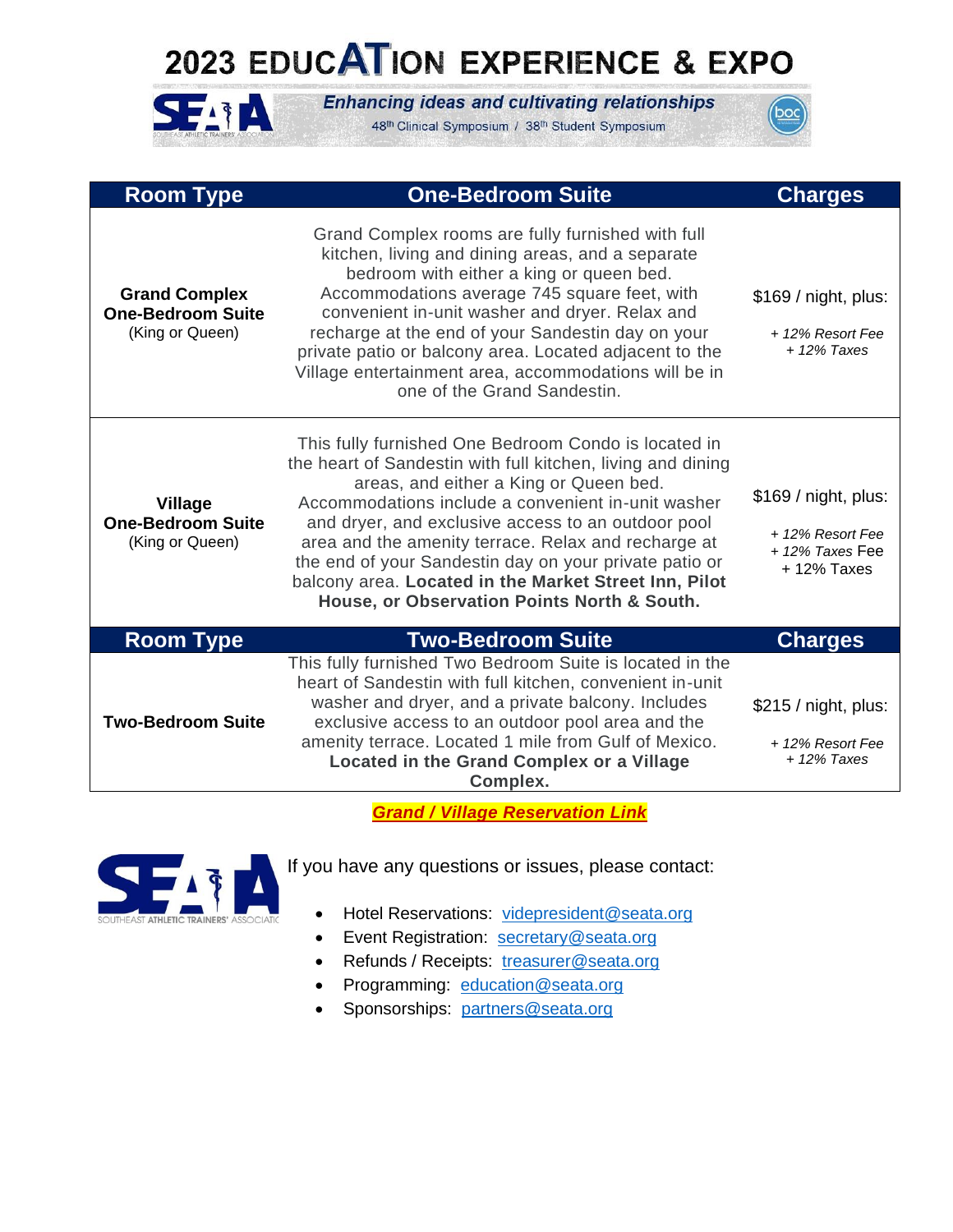# 2023 EDUCATION EXPERIENCE & EXPO

***Enhancing ideas and cultivating relationships***

48th Clinical Symposium / 38th Student Symposium

| Room Type | One-Bedroom Suite | Charges |
|---|---|---|
| **Grand Complex One-Bedroom Suite** (King or Queen) | Grand Complex rooms are fully furnished with full kitchen, living and dining areas, and a separate bedroom with either a king or queen bed. Accommodations average 745 square feet, with convenient in-unit washer and dryer. Relax and recharge at the end of your Sandestin day on your private patio or balcony area. Located adjacent to the Village entertainment area, accommodations will be in one of the Grand Sandestin. | $169 / night, plus: *+ 12% Resort Fee* *+ 12% Taxes* |
| **Village One-Bedroom Suite** (King or Queen) | This fully furnished One Bedroom Condo is located in the heart of Sandestin with full kitchen, living and dining areas, and either a King or Queen bed. Accommodations include a convenient in-unit washer and dryer, and exclusive access to an outdoor pool area and the amenity terrace. Relax and recharge at the end of your Sandestin day on your private patio or balcony area. **Located in the Market Street Inn, Pilot House, or Observation Points North & South.** | $169 / night, plus: *+ 12% Resort Fee* *+ 12% Taxes* Fee + 12% Taxes |
| **Room Type** | **Two-Bedroom Suite** | **Charges** |
| **Two-Bedroom Suite** | This fully furnished Two Bedroom Suite is located in the heart of Sandestin with full kitchen, convenient in-unit washer and dryer, and a private balcony. Includes exclusive access to an outdoor pool area and the amenity terrace. Located 1 mile from Gulf of Mexico. **Located in the Grand Complex or a Village Complex.** | $215 / night, plus: *+ 12% Resort Fee* *+ 12% Taxes* |

***Grand / Village Reservation Link***

If you have any questions or issues, please contact:

- Hotel Reservations: vidpresident@seata.org
- Event Registration: secretary@seata.org
- Refunds / Receipts: treasurer@seata.org
- Programming: education@seata.org
- Sponsorships: partners@seata.org